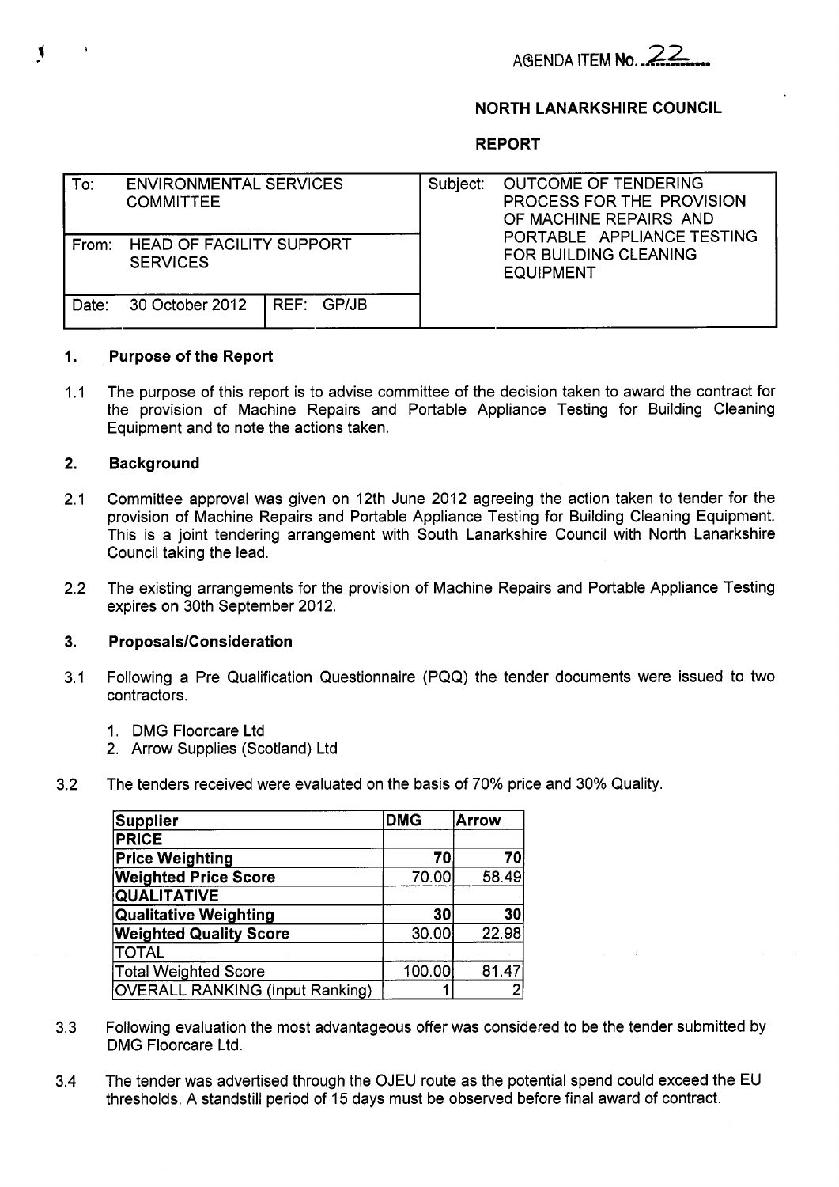AGENDA ITEM No. 22

**NORTH LANARKSHIRE COUNCIL**

**REPORT**

| To: ENVIRONMENTAL SERVICES COMMITTEE | | Subject: OUTCOME OF TENDERING PROCESS FOR THE PROVISION OF MACHINE REPAIRS AND PORTABLE APPLIANCE TESTING FOR BUILDING CLEANING EQUIPMENT |
|---|---|---|
| From: HEAD OF FACILITY SUPPORT SERVICES | | |
| Date: 30 October 2012 | REF: GP/JB | |

## 1. Purpose of the Report

1.1 The purpose of this report is to advise committee of the decision taken to award the contract for the provision of Machine Repairs and Portable Appliance Testing for Building Cleaning Equipment and to note the actions taken.

## 2. Background

2.1 Committee approval was given on 12th June 2012 agreeing the action taken to tender for the provision of Machine Repairs and Portable Appliance Testing for Building Cleaning Equipment. This is a joint tendering arrangement with South Lanarkshire Council with North Lanarkshire Council taking the lead.

2.2 The existing arrangements for the provision of Machine Repairs and Portable Appliance Testing expires on 30th September 2012.

## 3. Proposals/Consideration

3.1 Following a Pre Qualification Questionnaire (PQQ) the tender documents were issued to two contractors.

1. DMG Floorcare Ltd
2. Arrow Supplies (Scotland) Ltd

3.2 The tenders received were evaluated on the basis of 70% price and 30% Quality.

| Supplier | DMG | Arrow |
|---|---|---|
| **PRICE** | | |
| **Price Weighting** | 70 | 70 |
| **Weighted Price Score** | 70.00 | 58.49 |
| **QUALITATIVE** | | |
| **Qualitative Weighting** | 30 | 30 |
| **Weighted Quality Score** | 30.00 | 22.98 |
| TOTAL | | |
| Total Weighted Score | 100.00 | 81.47 |
| OVERALL RANKING (Input Ranking) | 1 | 2 |

3.3 Following evaluation the most advantageous offer was considered to be the tender submitted by DMG Floorcare Ltd.

3.4 The tender was advertised through the OJEU route as the potential spend could exceed the EU thresholds. A standstill period of 15 days must be observed before final award of contract.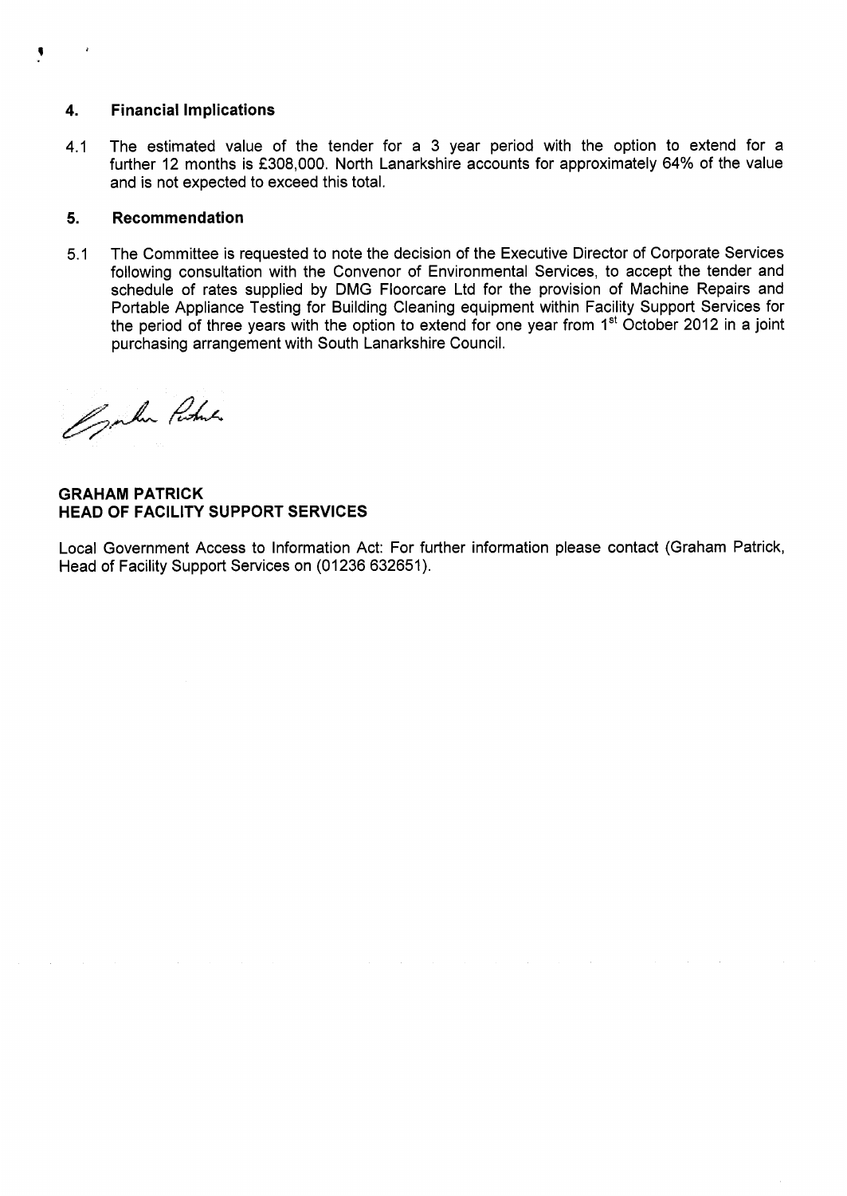## 4. Financial Implications

4.1 The estimated value of the tender for a 3 year period with the option to extend for a further 12 months is £308,000. North Lanarkshire accounts for approximately 64% of the value and is not expected to exceed this total.

## 5. Recommendation

5.1 The Committee is requested to note the decision of the Executive Director of Corporate Services following consultation with the Convenor of Environmental Services, to accept the tender and schedule of rates supplied by DMG Floorcare Ltd for the provision of Machine Repairs and Portable Appliance Testing for Building Cleaning equipment within Facility Support Services for the period of three years with the option to extend for one year from 1st October 2012 in a joint purchasing arrangement with South Lanarkshire Council.

**GRAHAM PATRICK**
**HEAD OF FACILITY SUPPORT SERVICES**

Local Government Access to Information Act: For further information please contact (Graham Patrick, Head of Facility Support Services on (01236 632651).